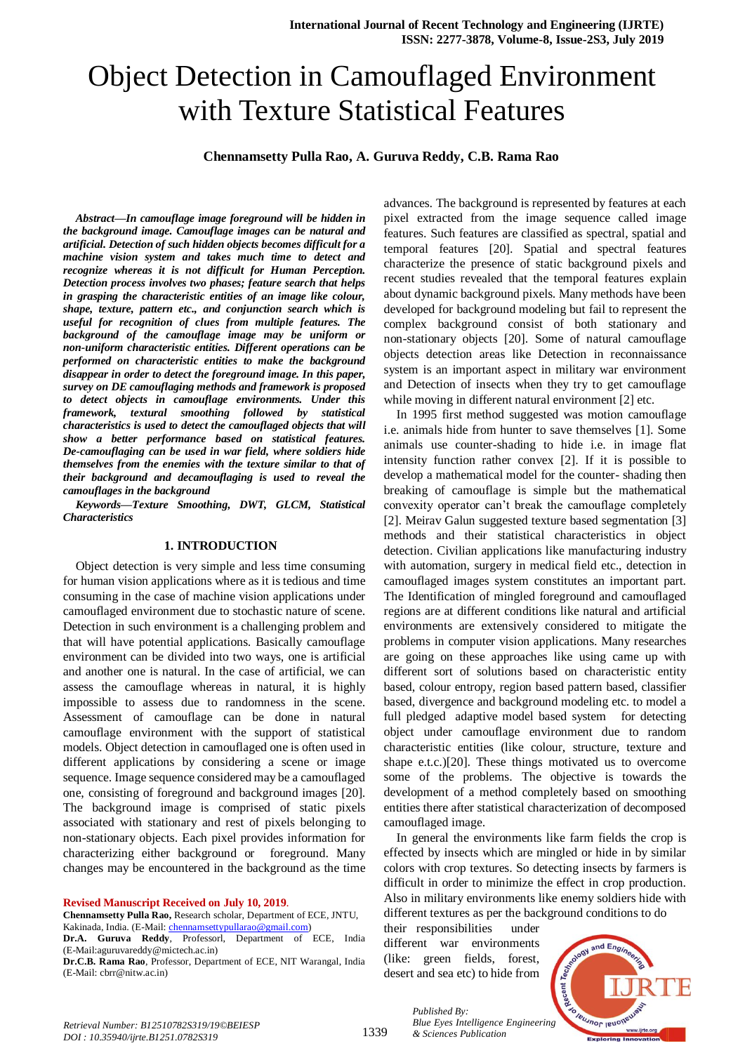# Object Detection in Camouflaged Environment with Texture Statistical Features

**Chennamsetty Pulla Rao, A. Guruva Reddy, C.B. Rama Rao**

***Abstract—In camouflage image foreground will be hidden in the background image. Camouflage images can be natural and artificial. Detection of such hidden objects becomes difficult for a machine vision system and takes much time to detect and recognize whereas it is not difficult for Human Perception. Detection process involves two phases; feature search that helps in grasping the characteristic entities of an image like colour, shape, texture, pattern etc., and conjunction search which is useful for recognition of clues from multiple features. The background of the camouflage image may be uniform or non-uniform characteristic entities. Different operations can be performed on characteristic entities to make the background disappear in order to detect the foreground image. In this paper, survey on DE camouflaging methods and framework is proposed to detect objects in camouflage environments. Under this framework, textural smoothing followed by statistical characteristics is used to detect the camouflaged objects that will show a better performance based on statistical features. De-camouflaging can be used in war field, where soldiers hide themselves from the enemies with the texture similar to that of their background and decamouflaging is used to reveal the camouflages in the background***

***Keywords—Texture Smoothing, DWT, GLCM, Statistical Characteristics***

## 1. INTRODUCTION

Object detection is very simple and less time consuming for human vision applications where as it is tedious and time consuming in the case of machine vision applications under camouflaged environment due to stochastic nature of scene. Detection in such environment is a challenging problem and that will have potential applications. Basically camouflage environment can be divided into two ways, one is artificial and another one is natural. In the case of artificial, we can assess the camouflage whereas in natural, it is highly impossible to assess due to randomness in the scene. Assessment of camouflage can be done in natural camouflage environment with the support of statistical models. Object detection in camouflaged one is often used in different applications by considering a scene or image sequence. Image sequence considered may be a camouflaged one, consisting of foreground and background images [20]. The background image is comprised of static pixels associated with stationary and rest of pixels belonging to non-stationary objects. Each pixel provides information for characterizing either background or foreground. Many changes may be encountered in the background as the time advances. The background is represented by features at each pixel extracted from the image sequence called image features. Such features are classified as spectral, spatial and temporal features [20]. Spatial and spectral features characterize the presence of static background pixels and recent studies revealed that the temporal features explain about dynamic background pixels. Many methods have been developed for background modeling but fail to represent the complex background consist of both stationary and non-stationary objects [20]. Some of natural camouflage objects detection areas like Detection in reconnaissance system is an important aspect in military war environment and Detection of insects when they try to get camouflage while moving in different natural environment [2] etc.

In 1995 first method suggested was motion camouflage i.e. animals hide from hunter to save themselves [1]. Some animals use counter-shading to hide i.e. in image flat intensity function rather convex [2]. If it is possible to develop a mathematical model for the counter- shading then breaking of camouflage is simple but the mathematical convexity operator can't break the camouflage completely [2]. Meirav Galun suggested texture based segmentation [3] methods and their statistical characteristics in object detection. Civilian applications like manufacturing industry with automation, surgery in medical field etc., detection in camouflaged images system constitutes an important part. The Identification of mingled foreground and camouflaged regions are at different conditions like natural and artificial environments are extensively considered to mitigate the problems in computer vision applications. Many researches are going on these approaches like using came up with different sort of solutions based on characteristic entity based, colour entropy, region based pattern based, classifier based, divergence and background modeling etc. to model a full pledged adaptive model based system for detecting object under camouflage environment due to random characteristic entities (like colour, structure, texture and shape e.t.c.)[20]. These things motivated us to overcome some of the problems. The objective is towards the development of a method completely based on smoothing entities there after statistical characterization of decomposed camouflaged image.

In general the environments like farm fields the crop is effected by insects which are mingled or hide in by similar colors with crop textures. So detecting insects by farmers is difficult in order to minimize the effect in crop production. Also in military environments like enemy soldiers hide with different textures as per the background conditions to do their responsibilities under different war environments (like: green fields, forest, desert and sea etc) to hide from

**Revised Manuscript Received on July 10, 2019.**

**Chennamsetty Pulla Rao,** Research scholar, Department of ECE, JNTU, Kakinada, India. (E-Mail: chennamsettypullarao@gmail.com)

**Dr.A. Guruva Reddy**, Professorl, Department of ECE, India (E-Mail:aguruvareddy@mictech.ac.in)

**Dr.C.B. Rama Rao**, Professor, Department of ECE, NIT Warangal, India (E-Mail: cbrr@nitw.ac.in)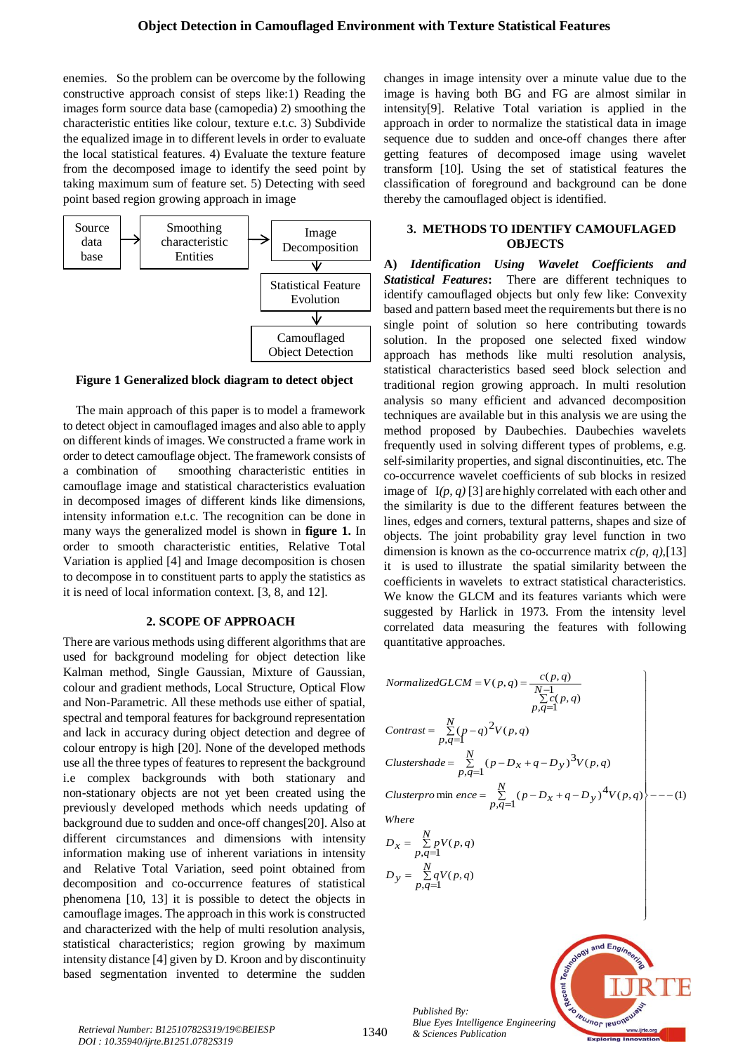enemies. So the problem can be overcome by the following constructive approach consist of steps like:1) Reading the images form source data base (camopedia) 2) smoothing the characteristic entities like colour, texture e.t.c. 3) Subdivide the equalized image in to different levels in order to evaluate the local statistical features. 4) Evaluate the texture feature from the decomposed image to identify the seed point by taking maximum sum of feature set. 5) Detecting with seed point based region growing approach in image

Source data base → Smoothing characteristic Entities → Image Decomposition → Statistical Feature Evolution → Camouflaged Object Detection

**Figure 1 Generalized block diagram to detect object**

The main approach of this paper is to model a framework to detect object in camouflaged images and also able to apply on different kinds of images. We constructed a frame work in order to detect camouflage object. The framework consists of a combination of smoothing characteristic entities in camouflage image and statistical characteristics evaluation in decomposed images of different kinds like dimensions, intensity information e.t.c. The recognition can be done in many ways the generalized model is shown in **figure 1.** In order to smooth characteristic entities, Relative Total Variation is applied [4] and Image decomposition is chosen to decompose in to constituent parts to apply the statistics as it is need of local information context. [3, 8, and 12].

## 2. SCOPE OF APPROACH

There are various methods using different algorithms that are used for background modeling for object detection like Kalman method, Single Gaussian, Mixture of Gaussian, colour and gradient methods, Local Structure, Optical Flow and Non-Parametric. All these methods use either of spatial, spectral and temporal features for background representation and lack in accuracy during object detection and degree of colour entropy is high [20]. None of the developed methods use all the three types of features to represent the background i.e complex backgrounds with both stationary and non-stationary objects are not yet been created using the previously developed methods which needs updating of background due to sudden and once-off changes[20]. Also at different circumstances and dimensions with intensity information making use of inherent variations in intensity and Relative Total Variation, seed point obtained from decomposition and co-occurrence features of statistical phenomena [10, 13] it is possible to detect the objects in camouflage images. The approach in this work is constructed and characterized with the help of multi resolution analysis, statistical characteristics; region growing by maximum intensity distance [4] given by D. Kroon and by discontinuity based segmentation invented to determine the sudden changes in image intensity over a minute value due to the image is having both BG and FG are almost similar in intensity[9]. Relative Total variation is applied in the approach in order to normalize the statistical data in image sequence due to sudden and once-off changes there after getting features of decomposed image using wavelet transform [10]. Using the set of statistical features the classification of foreground and background can be done thereby the camouflaged object is identified.

## 3. METHODS TO IDENTIFY CAMOUFLAGED OBJECTS

**A)** ***Identification Using Wavelet Coefficients and Statistical Features*****:** There are different techniques to identify camouflaged objects but only few like: Convexity based and pattern based meet the requirements but there is no single point of solution so here contributing towards solution. In the proposed one selected fixed window approach has methods like multi resolution analysis, statistical characteristics based seed block selection and traditional region growing approach. In multi resolution analysis so many efficient and advanced decomposition techniques are available but in this analysis we are using the method proposed by Daubechies. Daubechies wavelets frequently used in solving different types of problems, e.g. self-similarity properties, and signal discontinuities, etc. The co-occurrence wavelet coefficients of sub blocks in resized image of $I(p, q)$ [3] are highly correlated with each other and the similarity is due to the different features between the lines, edges and corners, textural patterns, shapes and size of objects. The joint probability gray level function in two dimension is known as the co-occurrence matrix $c(p, q)$,[13] it is used to illustrate the spatial similarity between the coefficients in wavelets to extract statistical characteristics. We know the GLCM and its features variants which were suggested by Harlick in 1973. From the intensity level correlated data measuring the features with following quantitative approaches.

$$
\left.
\begin{aligned}
&NormalizedGLCM = V(p,q) = \frac{c(p,q)}{\sum_{p,q=1}^{N-1} c(p,q)} \\
&Contrast = \sum_{p,q=1}^{N} (p-q)^2 V(p,q) \\
&Clustershade = \sum_{p,q=1}^{N} (p - D_x + q - D_y)^3 V(p,q) \\
&Clusterprominence = \sum_{p,q=1}^{N} (p - D_x + q - D_y)^4 V(p,q) \\
&Where \\
&D_x = \sum_{p,q=1}^{N} p V(p,q) \\
&D_y = \sum_{p,q=1}^{N} q V(p,q)
\end{aligned}
\right\} --- (1)
$$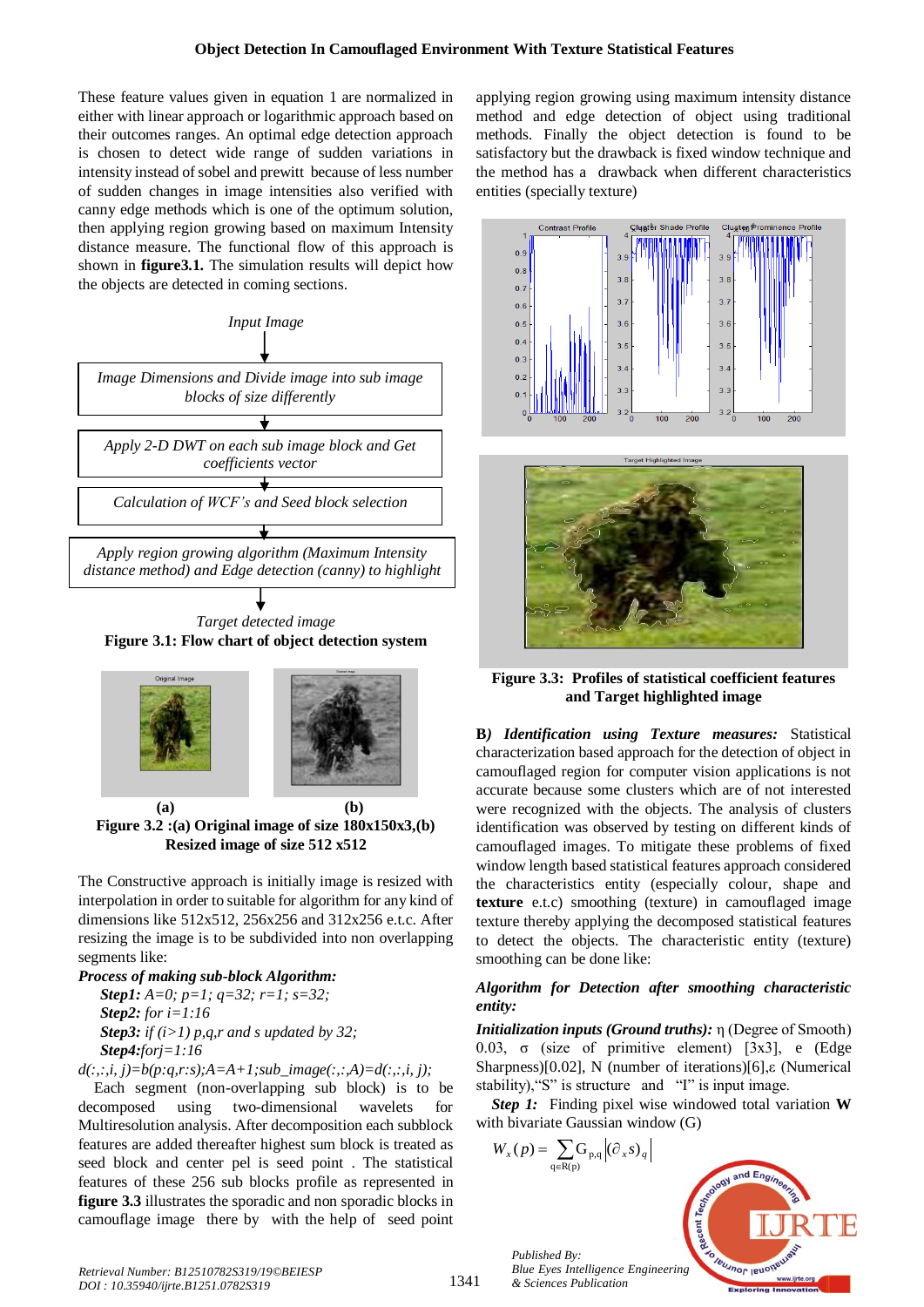These feature values given in equation 1 are normalized in either with linear approach or logarithmic approach based on their outcomes ranges. An optimal edge detection approach is chosen to detect wide range of sudden variations in intensity instead of sobel and prewitt because of less number of sudden changes in image intensities also verified with canny edge methods which is one of the optimum solution, then applying region growing based on maximum Intensity distance measure. The functional flow of this approach is shown in **figure3.1.** The simulation results will depict how the objects are detected in coming sections.

*Input Image*

*Image Dimensions and Divide image into sub image blocks of size differently*

*Apply 2-D DWT on each sub image block and Get coefficients vector*

*Calculation of WCF's and Seed block selection*

*Apply region growing algorithm (Maximum Intensity distance method) and Edge detection (canny) to highlight*

*Target detected image*

**Figure 3.1: Flow chart of object detection system**

**(a)** **(b)**

**Figure 3.2 :(a) Original image of size 180x150x3,(b) Resized image of size 512 x512**

The Constructive approach is initially image is resized with interpolation in order to suitable for algorithm for any kind of dimensions like 512x512, 256x256 and 312x256 e.t.c. After resizing the image is to be subdivided into non overlapping segments like:

***Process of making sub-block Algorithm:***

***Step1:*** *A=0; p=1; q=32; r=1; s=32;*

***Step2:*** *for i=1:16*

***Step3:*** *if (i>1) p,q,r and s updated by 32;*

***Step4:****forj=1:16*

*d(:,:,i, j)=b(p:q,r:s);A=A+1;sub_image(:,:,A)=d(:,:,i, j);*

Each segment (non-overlapping sub block) is to be decomposed using two-dimensional wavelets for Multiresolution analysis. After decomposition each subblock features are added thereafter highest sum block is treated as seed block and center pel is seed point . The statistical features of these 256 sub blocks profile as represented in **figure 3.3** illustrates the sporadic and non sporadic blocks in camouflage image there by with the help of seed point applying region growing using maximum intensity distance method and edge detection of object using traditional methods. Finally the object detection is found to be satisfactory but the drawback is fixed window technique and the method has a drawback when different characteristics entities (specially texture)

**Figure 3.3: Profiles of statistical coefficient features and Target highlighted image**

**B*) Identification using Texture measures:*** Statistical characterization based approach for the detection of object in camouflaged region for computer vision applications is not accurate because some clusters which are of not interested were recognized with the objects. The analysis of clusters identification was observed by testing on different kinds of camouflaged images. To mitigate these problems of fixed window length based statistical features approach considered the characteristics entity (especially colour, shape and **texture** e.t.c) smoothing (texture) in camouflaged image texture thereby applying the decomposed statistical features to detect the objects. The characteristic entity (texture) smoothing can be done like:

***Algorithm for Detection after smoothing characteristic entity:***

***Initialization inputs (Ground truths):*** η (Degree of Smooth) 0.03, σ (size of primitive element) [3x3], e (Edge Sharpness)[0.02], N (number of iterations)[6],ε (Numerical stability),"S" is structure and "I" is input image.

***Step 1:*** Finding pixel wise windowed total variation **W** with bivariate Gaussian window (G)

$$W_x(p) = \sum_{q \in R(p)} G_{p,q} \left|(\partial_x s)_q\right|$$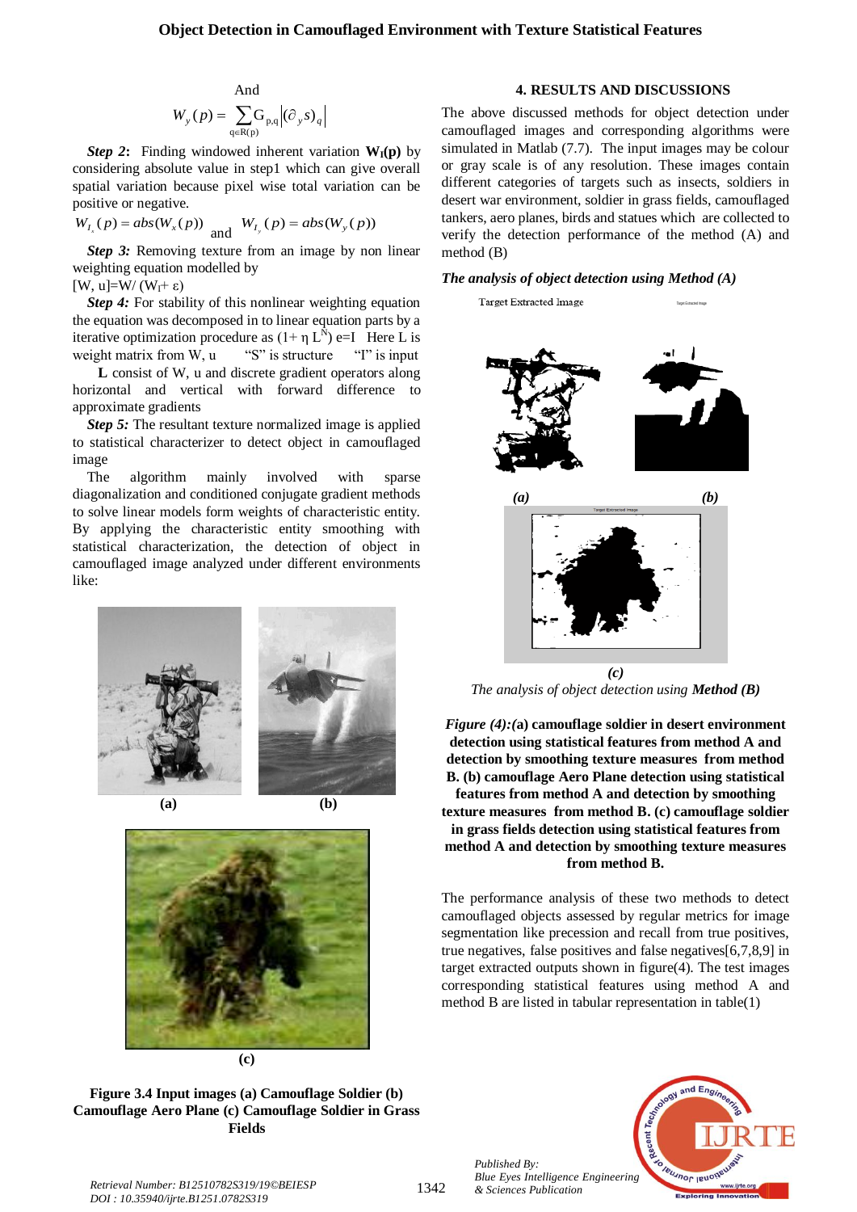And

$$W_y(p) = \sum_{q \in R(p)} G_{p,q} \left| (\partial_y s)_q \right|$$

***Step 2*:** Finding windowed inherent variation $\mathbf{W_I(p)}$ by considering absolute value in step1 which can give overall spatial variation because pixel wise total variation can be positive or negative.

$W_{I_x}(p) = abs(W_x(p))$ and $W_{I_y}(p) = abs(W_y(p))$

***Step 3:*** Removing texture from an image by non linear weighting equation modelled by

[W, u]=W/ ($W_I$+ ε)

***Step 4:*** For stability of this nonlinear weighting equation the equation was decomposed in to linear equation parts by a iterative optimization procedure as $(1+ \eta\ L^N)$ e=I Here L is weight matrix from W, u "S" is structure "I" is input

**L** consist of W, u and discrete gradient operators along horizontal and vertical with forward difference to approximate gradients

***Step 5:*** The resultant texture normalized image is applied to statistical characterizer to detect object in camouflaged image

The algorithm mainly involved with sparse diagonalization and conditioned conjugate gradient methods to solve linear models form weights of characteristic entity. By applying the characteristic entity smoothing with statistical characterization, the detection of object in camouflaged image analyzed under different environments like:

**(a)** **(b)**

**(c)**

**Figure 3.4 Input images (a) Camouflage Soldier (b) Camouflage Aero Plane (c) Camouflage Soldier in Grass Fields**

## 4. RESULTS AND DISCUSSIONS

The above discussed methods for object detection under camouflaged images and corresponding algorithms were simulated in Matlab (7.7). The input images may be colour or gray scale is of any resolution. These images contain different categories of targets such as insects, soldiers in desert war environment, soldier in grass fields, camouflaged tankers, aero planes, birds and statues which are collected to verify the detection performance of the method (A) and method (B)

***The analysis of object detection using Method (A)***

Target Extracted Image

*(a)* *(b)*

*(c)*

*The analysis of object detection using **Method (B)***

***Figure (4):(*****a) camouflage soldier in desert environment detection using statistical features from method A and detection by smoothing texture measures from method B. (b) camouflage Aero Plane detection using statistical features from method A and detection by smoothing texture measures from method B. (c) camouflage soldier in grass fields detection using statistical features from method A and detection by smoothing texture measures from method B.**

The performance analysis of these two methods to detect camouflaged objects assessed by regular metrics for image segmentation like precession and recall from true positives, true negatives, false positives and false negatives[6,7,8,9] in target extracted outputs shown in figure(4). The test images corresponding statistical features using method A and method B are listed in tabular representation in table(1)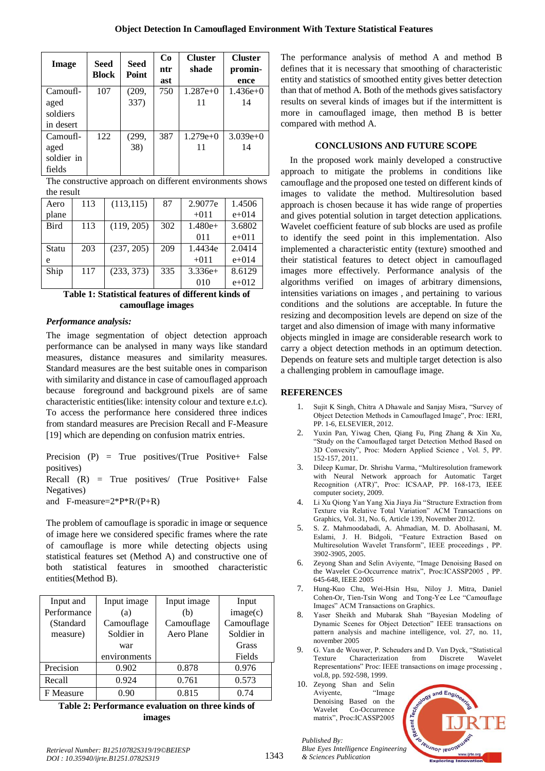| Image | Seed Block | Seed Point | Contrast | Cluster shade | Cluster prominence |
|---|---|---|---|---|---|
| Camouflaged soldiers in desert | 107 | (209, 337) | 750 | 1.287e+011 | 1.436e+014 |
| Camouflaged soldier in fields | 122 | (299, 38) | 387 | 1.279e+011 | 3.039e+014 |

The constructive approach on different environments shows the result

| | | | | | |
|---|---|---|---|---|---|
| Aero plane | 113 | (113,115) | 87 | 2.9077e+011 | 1.4506e+014 |
| Bird | 113 | (119, 205) | 302 | 1.480e+011 | 3.6802e+011 |
| Statue | 203 | (237, 205) | 209 | 1.4434e+011 | 2.0414e+014 |
| Ship | 117 | (233, 373) | 335 | 3.336e+010 | 8.6129e+012 |

**Table 1: Statistical features of different kinds of camouflage images**

### *Performance analysis:*

The image segmentation of object detection approach performance can be analysed in many ways like standard measures, distance measures and similarity measures. Standard measures are the best suitable ones in comparison with similarity and distance in case of camouflaged approach because foreground and background pixels are of same characteristic entities(like: intensity colour and texture e.t.c). To access the performance here considered three indices from standard measures are Precision Recall and F-Measure [19] which are depending on confusion matrix entries.

Precision (P) = True positives/(True Positive+ False positives)
Recall (R) = True positives/ (True Positive+ False Negatives)
and F-measure=2*P*R/(P+R)

The problem of camouflage is sporadic in image or sequence of image here we considered specific frames where the rate of camouflage is more while detecting objects using statistical features set (Method A) and constructive one of both statistical features in smoothed characteristic entities(Method B).

| Input and Performance (Standard measure) | Input image (a) Camouflage Soldier in war environments | Input image (b) Camouflage Aero Plane | Input image(c) Camouflage Soldier in Grass Fields |
|---|---|---|---|
| Precision | 0.902 | 0.878 | 0.976 |
| Recall | 0.924 | 0.761 | 0.573 |
| F Measure | 0.90 | 0.815 | 0.74 |

**Table 2: Performance evaluation on three kinds of images**

The performance analysis of method A and method B defines that it is necessary that smoothing of characteristic entity and statistics of smoothed entity gives better detection than that of method A. Both of the methods gives satisfactory results on several kinds of images but if the intermittent is more in camouflaged image, then method B is better compared with method A.

## CONCLUSIONS AND FUTURE SCOPE

In the proposed work mainly developed a constructive approach to mitigate the problems in conditions like camouflage and the proposed one tested on different kinds of images to validate the method. Multiresolution based approach is chosen because it has wide range of properties and gives potential solution in target detection applications. Wavelet coefficient feature of sub blocks are used as profile to identify the seed point in this implementation. Also implemented a characteristic entity (texture) smoothed and their statistical features to detect object in camouflaged images more effectively. Performance analysis of the algorithms verified on images of arbitrary dimensions, intensities variations on images , and pertaining to various conditions and the solutions are acceptable. In future the resizing and decomposition levels are depend on size of the target and also dimension of image with many informative objects mingled in image are considerable research work to carry a object detection methods in an optimum detection. Depends on feature sets and multiple target detection is also a challenging problem in camouflage image.

## REFERENCES

1. Sujit K Singh, Chitra A Dhawale and Sanjay Misra, "Survey of Object Detection Methods in Camouflaged Image", Proc: IERI, PP. 1-6, ELSEVIER, 2012.
2. Yuxin Pan, Yiwag Chen, Qiang Fu, Ping Zhang & Xin Xu, "Study on the Camouflaged target Detection Method Based on 3D Convexity", Proc: Modern Applied Science , Vol. 5, PP. 152-157, 2011.
3. Dileep Kumar, Dr. Shrishu Varma, "Multiresolution framework with Neural Network approach for Automatic Target Recognition (ATR)", Proc: ICSAAP, PP. 168-173, IEEE computer society, 2009.
4. Li Xu Qiong Yan Yang Xia Jiaya Jia "Structure Extraction from Texture via Relative Total Variation" ACM Transactions on Graphics, Vol. 31, No. 6, Article 139, November 2012.
5. S. Z. Mahmoodabadi, A. Ahmadian, M. D. Abolhasani, M. Eslami, J. H. Bidgoli, "Feature Extraction Based on Multiresolution Wavelet Transform", IEEE proceedings , PP. 3902-3905, 2005.
6. Zeyong Shan and Selin Aviyente, "Image Denoising Based on the Wavelet Co-Occurrence matrix", Proc:ICASSP2005 , PP. 645-648, IEEE 2005
7. Hung-Kuo Chu, Wei-Hsin Hsu, Niloy J. Mitra, Daniel Cohen-Or, Tien-Tsin Wong and Tong-Yee Lee "Camouflage Images" ACM Transactions on Graphics.
8. Yaser Sheikh and Mubarak Shah "Bayesian Modeling of Dynamic Scenes for Object Detection" IEEE transactions on pattern analysis and machine intelligence, vol. 27, no. 11, november 2005
9. G. Van de Wouwer, P. Scheuders and D. Van Dyck, "Statistical Texture Characterization from Discrete Wavelet Representations" Proc: IEEE transactions on image processing , vol.8, pp. 592-598, 1999.
10. Zeyong Shan and Selin Aviyente, "Image Denoising Based on the Wavelet Co-Occurrence matrix", Proc:ICASSP2005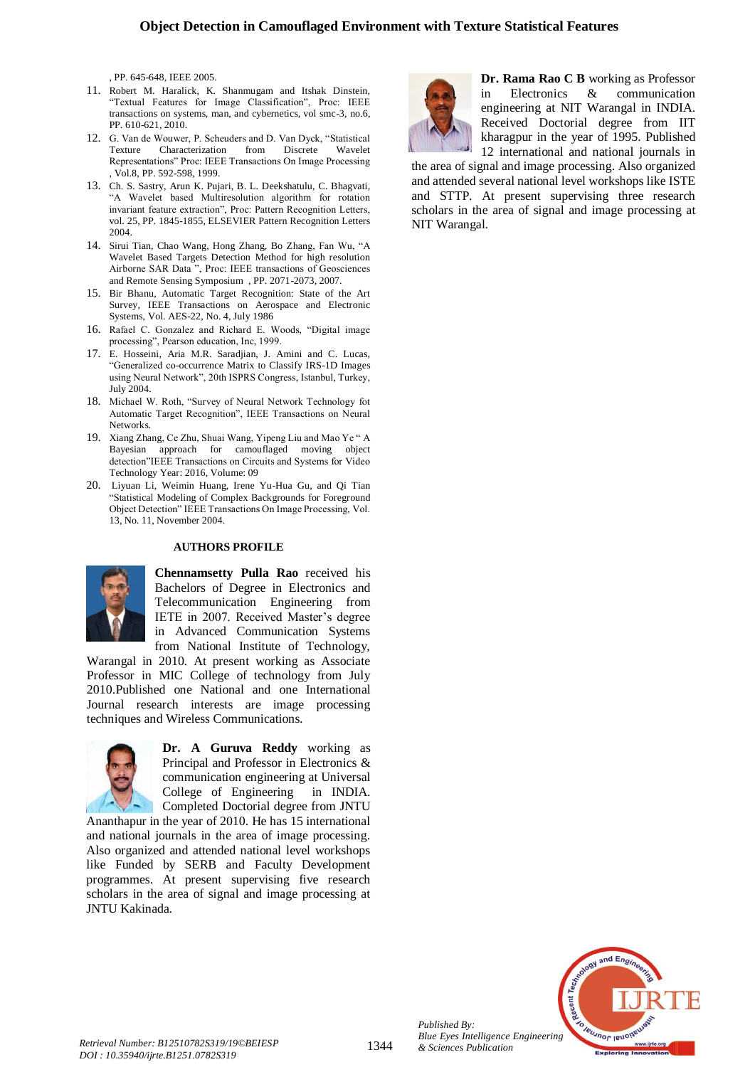, PP. 645-648, IEEE 2005.

11. Robert M. Haralick, K. Shanmugam and Itshak Dinstein, "Textual Features for Image Classification", Proc: IEEE transactions on systems, man, and cybernetics, vol smc-3, no.6, PP. 610-621, 2010.
12. G. Van de Wouwer, P. Scheuders and D. Van Dyck, "Statistical Texture Characterization from Discrete Wavelet Representations" Proc: IEEE Transactions On Image Processing , Vol.8, PP. 592-598, 1999.
13. Ch. S. Sastry, Arun K. Pujari, B. L. Deekshatulu, C. Bhagvati, "A Wavelet based Multiresolution algorithm for rotation invariant feature extraction", Proc: Pattern Recognition Letters, vol. 25, PP. 1845-1855, ELSEVIER Pattern Recognition Letters 2004.
14. Sirui Tian, Chao Wang, Hong Zhang, Bo Zhang, Fan Wu, "A Wavelet Based Targets Detection Method for high resolution Airborne SAR Data ", Proc: IEEE transactions of Geosciences and Remote Sensing Symposium , PP. 2071-2073, 2007.
15. Bir Bhanu, Automatic Target Recognition: State of the Art Survey, IEEE Transactions on Aerospace and Electronic Systems, Vol. AES-22, No. 4, July 1986
16. Rafael C. Gonzalez and Richard E. Woods, "Digital image processing", Pearson education, Inc, 1999.
17. E. Hosseini, Aria M.R. Saradjian, J. Amini and C. Lucas, "Generalized co-occurrence Matrix to Classify IRS-1D Images using Neural Network", 20th ISPRS Congress, Istanbul, Turkey, July 2004.
18. Michael W. Roth, "Survey of Neural Network Technology fot Automatic Target Recognition", IEEE Transactions on Neural Networks.
19. Xiang Zhang, Ce Zhu, Shuai Wang, Yipeng Liu and Mao Ye " A Bayesian approach for camouflaged moving object detection"IEEE Transactions on Circuits and Systems for Video Technology Year: 2016, Volume: 09
20. Liyuan Li, Weimin Huang, Irene Yu-Hua Gu, and Qi Tian "Statistical Modeling of Complex Backgrounds for Foreground Object Detection" IEEE Transactions On Image Processing, Vol. 13, No. 11, November 2004.

## AUTHORS PROFILE

**Chennamsetty Pulla Rao** received his Bachelors of Degree in Electronics and Telecommunication Engineering from IETE in 2007. Received Master's degree in Advanced Communication Systems from National Institute of Technology, Warangal in 2010. At present working as Associate Professor in MIC College of technology from July 2010.Published one National and one International Journal research interests are image processing techniques and Wireless Communications.

**Dr. A Guruva Reddy** working as Principal and Professor in Electronics & communication engineering at Universal College of Engineering in INDIA. Completed Doctorial degree from JNTU Ananthapur in the year of 2010. He has 15 international and national journals in the area of image processing. Also organized and attended national level workshops like Funded by SERB and Faculty Development programmes. At present supervising five research scholars in the area of signal and image processing at JNTU Kakinada.

**Dr. Rama Rao C B** working as Professor in Electronics & communication engineering at NIT Warangal in INDIA. Received Doctorial degree from IIT kharagpur in the year of 1995. Published 12 international and national journals in the area of signal and image processing. Also organized and attended several national level workshops like ISTE and STTP. At present supervising three research scholars in the area of signal and image processing at NIT Warangal.